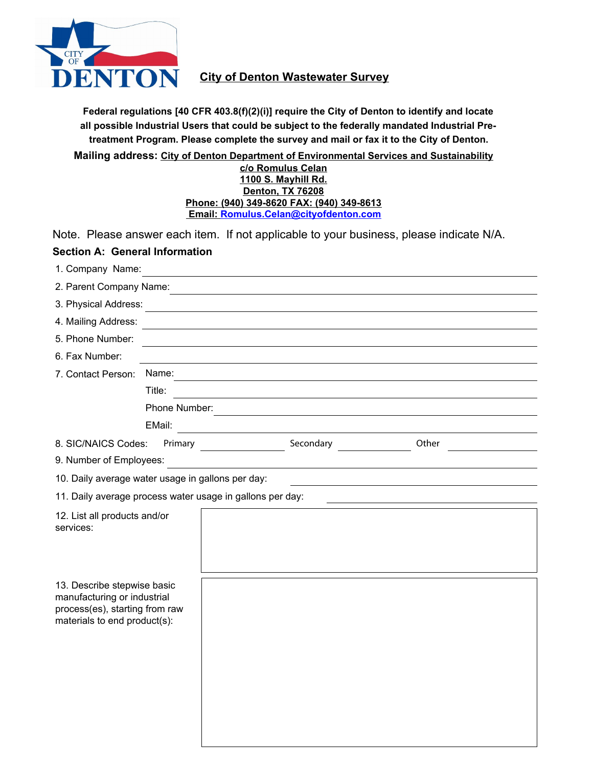# City of Denton Wastewater Survey

**Federal regulations [40 CFR 403.8(f)(2)(i)] require the City of Denton to identify and locate all possible Industrial Users that could be subject to the federally mandated Industrial Pre-treatment Program. Please complete the survey and mail or fax it to the City of Denton.**

**Mailing address: City of Denton Department of Environmental Services and Sustainability**
**c/o Romulus Celan**
**1100 S. Mayhill Rd.**
**Denton, TX 76208**
**Phone: (940) 349-8620 FAX: (940) 349-8613**
**Email: Romulus.Celan@cityofdenton.com**

Note. Please answer each item. If not applicable to your business, please indicate N/A.

## Section A: General Information

1. Company Name: ______________________
2. Parent Company Name: ______________________
3. Physical Address: ______________________
4. Mailing Address: ______________________
5. Phone Number: ______________________
6. Fax Number: ______________________
7. Contact Person:
   - Name: ______________________
   - Title: ______________________
   - Phone Number: ______________________
   - EMail: ______________________
8. SIC/NAICS Codes: Primary __________ Secondary __________ Other __________
9. Number of Employees: ______________________
10. Daily average water usage in gallons per day: ______________________
11. Daily average process water usage in gallons per day: ______________________
12. List all products and/or services:

13. Describe stepwise basic manufacturing or industrial process(es), starting from raw materials to end product(s):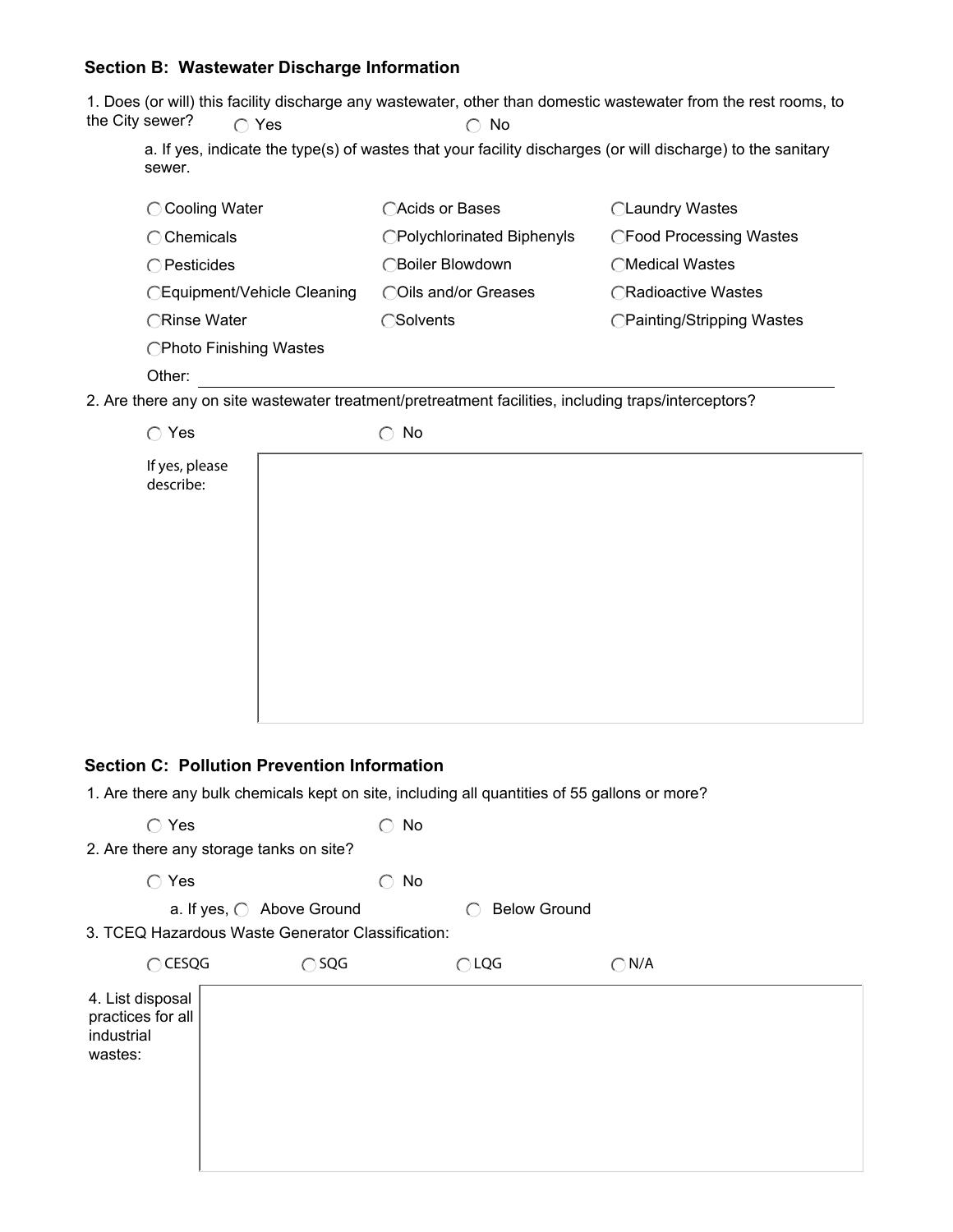### Section B: Wastewater Discharge Information

1. Does (or will) this facility discharge any wastewater, other than domestic wastewater from the rest rooms, to the City sewer? ◯ Yes ◯ No

   a. If yes, indicate the type(s) of wastes that your facility discharges (or will discharge) to the sanitary sewer.

| | | |
|---|---|---|
| ◯ Cooling Water | ◯ Acids or Bases | ◯ Laundry Wastes |
| ◯ Chemicals | ◯ Polychlorinated Biphenyls | ◯ Food Processing Wastes |
| ◯ Pesticides | ◯ Boiler Blowdown | ◯ Medical Wastes |
| ◯ Equipment/Vehicle Cleaning | ◯ Oils and/or Greases | ◯ Radioactive Wastes |
| ◯ Rinse Water | ◯ Solvents | ◯ Painting/Stripping Wastes |
| ◯ Photo Finishing Wastes | | |

   Other: ______________________________

2. Are there any on site wastewater treatment/pretreatment facilities, including traps/interceptors?

   ◯ Yes ◯ No

   If yes, please describe:

### Section C: Pollution Prevention Information

1. Are there any bulk chemicals kept on site, including all quantities of 55 gallons or more?

   ◯ Yes ◯ No

2. Are there any storage tanks on site?

   ◯ Yes ◯ No

   a. If yes, ◯ Above Ground ◯ Below Ground

3. TCEQ Hazardous Waste Generator Classification:

   ◯ CESQG ◯ SQG ◯ LQG ◯ N/A

4. List disposal practices for all industrial wastes: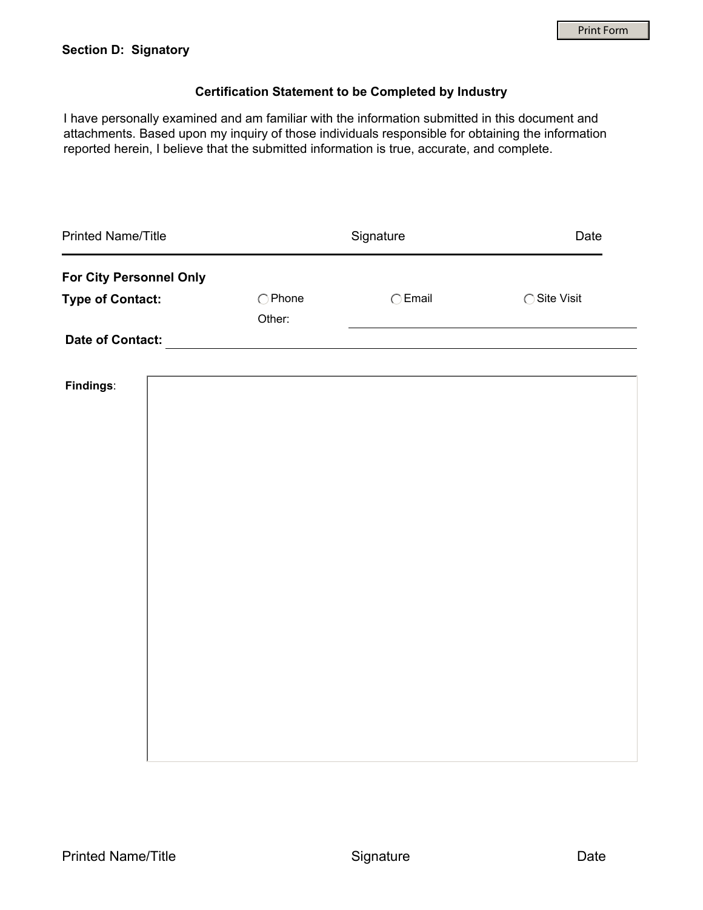Print Form

**Section D: Signatory**

**Certification Statement to be Completed by Industry**

I have personally examined and am familiar with the information submitted in this document and attachments. Based upon my inquiry of those individuals responsible for obtaining the information reported herein, I believe that the submitted information is true, accurate, and complete.

Printed Name/Title　　　　　　　　　　Signature　　　　　　　　　　Date

**For City Personnel Only**

**Type of Contact:** ◯ Phone　◯ Email　◯ Site Visit

Other: ____________________

**Date of Contact:** ____________________

**Findings**:

Printed Name/Title　　　　　　　　　　Signature　　　　　　　　　　Date